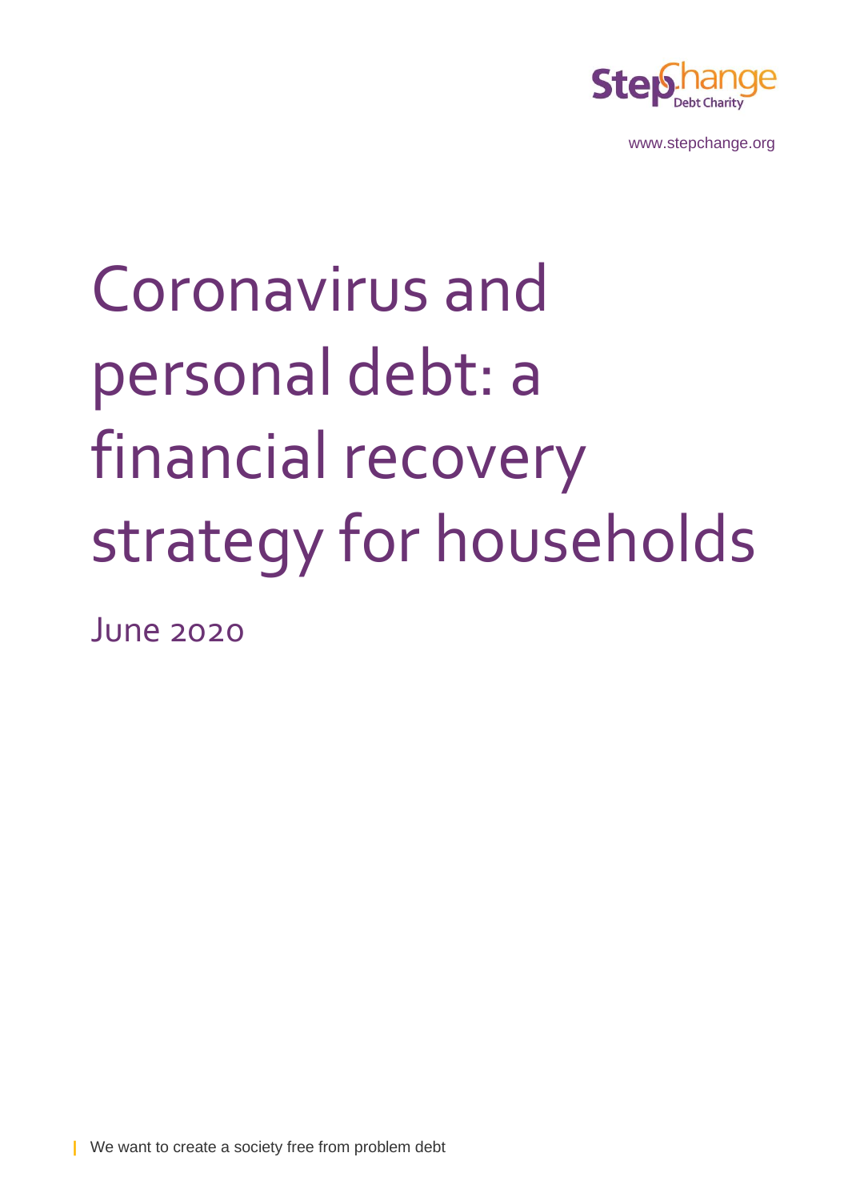StepChange Debt Charity

www.stepchange.org

# Coronavirus and personal debt: a financial recovery strategy for households

June 2020

We want to create a society free from problem debt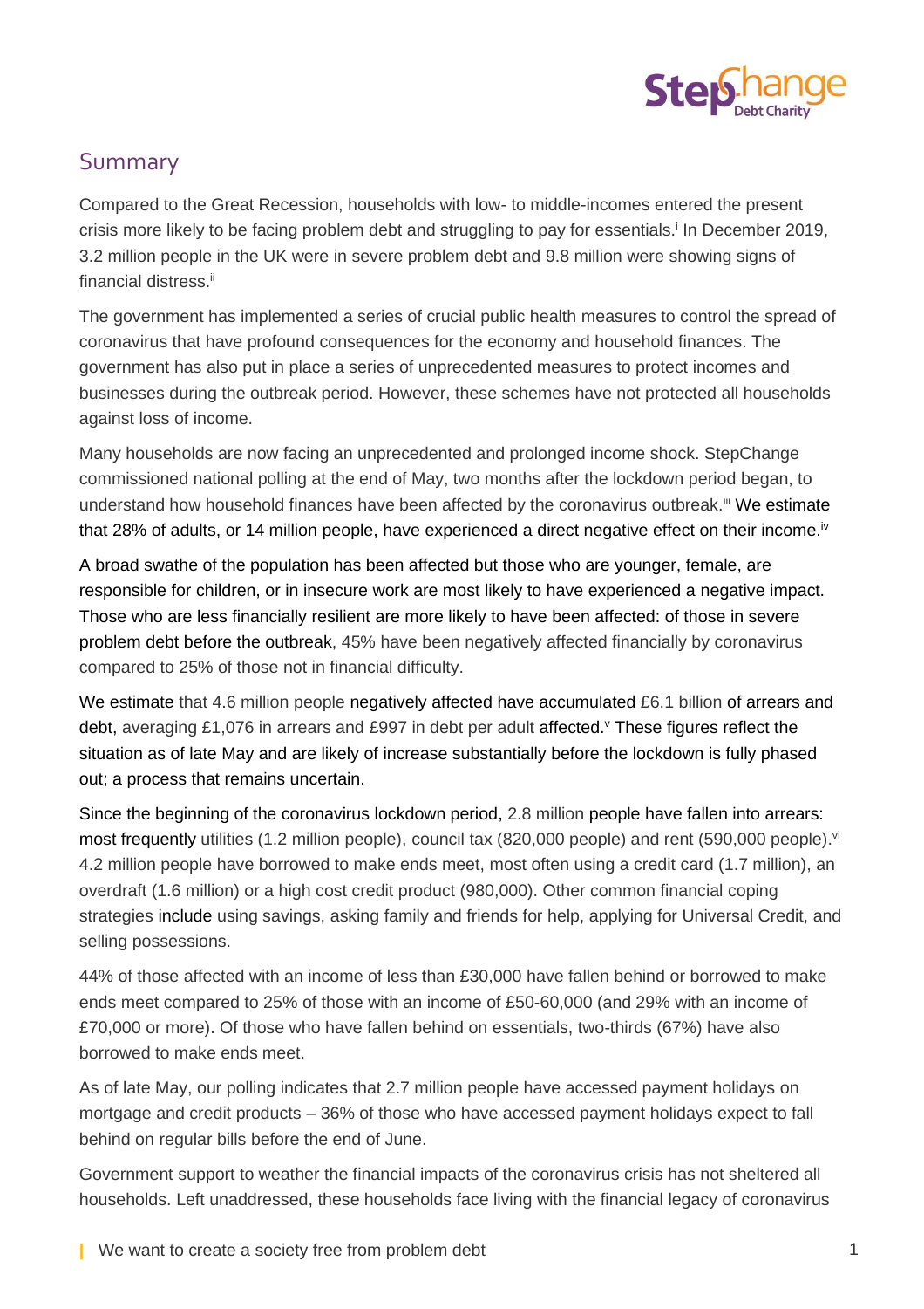## Summary

Compared to the Great Recession, households with low- to middle-incomes entered the present crisis more likely to be facing problem debt and struggling to pay for essentials.[i] In December 2019, 3.2 million people in the UK were in severe problem debt and 9.8 million were showing signs of financial distress.[ii]

The government has implemented a series of crucial public health measures to control the spread of coronavirus that have profound consequences for the economy and household finances. The government has also put in place a series of unprecedented measures to protect incomes and businesses during the outbreak period. However, these schemes have not protected all households against loss of income.

Many households are now facing an unprecedented and prolonged income shock. StepChange commissioned national polling at the end of May, two months after the lockdown period began, to understand how household finances have been affected by the coronavirus outbreak.[iii] We estimate that 28% of adults, or 14 million people, have experienced a direct negative effect on their income.[iv]

A broad swathe of the population has been affected but those who are younger, female, are responsible for children, or in insecure work are most likely to have experienced a negative impact. Those who are less financially resilient are more likely to have been affected: of those in severe problem debt before the outbreak, 45% have been negatively affected financially by coronavirus compared to 25% of those not in financial difficulty.

We estimate that 4.6 million people negatively affected have accumulated £6.1 billion of arrears and debt, averaging £1,076 in arrears and £997 in debt per adult affected.[v] These figures reflect the situation as of late May and are likely of increase substantially before the lockdown is fully phased out; a process that remains uncertain.

Since the beginning of the coronavirus lockdown period, 2.8 million people have fallen into arrears: most frequently utilities (1.2 million people), council tax (820,000 people) and rent (590,000 people).[vi] 4.2 million people have borrowed to make ends meet, most often using a credit card (1.7 million), an overdraft (1.6 million) or a high cost credit product (980,000). Other common financial coping strategies include using savings, asking family and friends for help, applying for Universal Credit, and selling possessions.

44% of those affected with an income of less than £30,000 have fallen behind or borrowed to make ends meet compared to 25% of those with an income of £50-60,000 (and 29% with an income of £70,000 or more). Of those who have fallen behind on essentials, two-thirds (67%) have also borrowed to make ends meet.

As of late May, our polling indicates that 2.7 million people have accessed payment holidays on mortgage and credit products – 36% of those who have accessed payment holidays expect to fall behind on regular bills before the end of June.

Government support to weather the financial impacts of the coronavirus crisis has not sheltered all households. Left unaddressed, these households face living with the financial legacy of coronavirus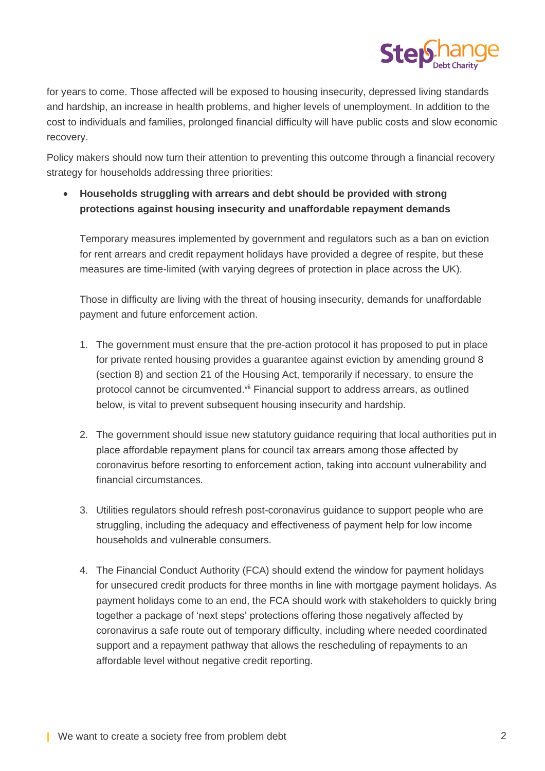for years to come. Those affected will be exposed to housing insecurity, depressed living standards and hardship, an increase in health problems, and higher levels of unemployment. In addition to the cost to individuals and families, prolonged financial difficulty will have public costs and slow economic recovery.

Policy makers should now turn their attention to preventing this outcome through a financial recovery strategy for households addressing three priorities:

- **Households struggling with arrears and debt should be provided with strong protections against housing insecurity and unaffordable repayment demands**

  Temporary measures implemented by government and regulators such as a ban on eviction for rent arrears and credit repayment holidays have provided a degree of respite, but these measures are time-limited (with varying degrees of protection in place across the UK).

  Those in difficulty are living with the threat of housing insecurity, demands for unaffordable payment and future enforcement action.

  1. The government must ensure that the pre-action protocol it has proposed to put in place for private rented housing provides a guarantee against eviction by amending ground 8 (section 8) and section 21 of the Housing Act, temporarily if necessary, to ensure the protocol cannot be circumvented.[vii] Financial support to address arrears, as outlined below, is vital to prevent subsequent housing insecurity and hardship.

  2. The government should issue new statutory guidance requiring that local authorities put in place affordable repayment plans for council tax arrears among those affected by coronavirus before resorting to enforcement action, taking into account vulnerability and financial circumstances.

  3. Utilities regulators should refresh post-coronavirus guidance to support people who are struggling, including the adequacy and effectiveness of payment help for low income households and vulnerable consumers.

  4. The Financial Conduct Authority (FCA) should extend the window for payment holidays for unsecured credit products for three months in line with mortgage payment holidays. As payment holidays come to an end, the FCA should work with stakeholders to quickly bring together a package of 'next steps' protections offering those negatively affected by coronavirus a safe route out of temporary difficulty, including where needed coordinated support and a repayment pathway that allows the rescheduling of repayments to an affordable level without negative credit reporting.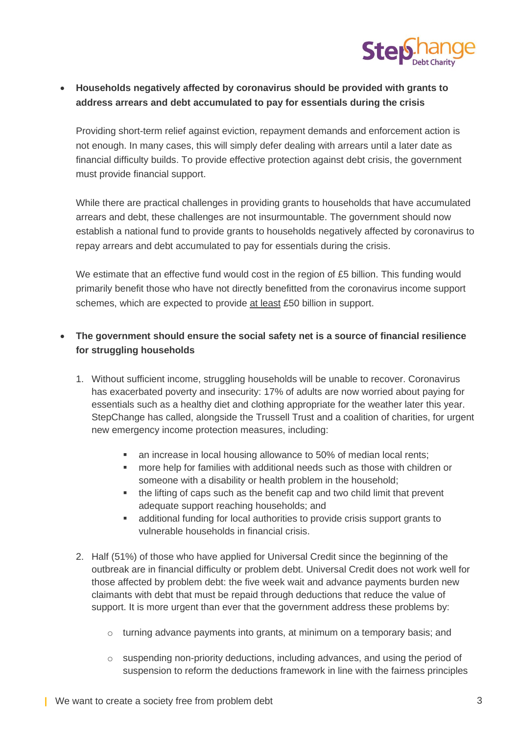- **Households negatively affected by coronavirus should be provided with grants to address arrears and debt accumulated to pay for essentials during the crisis**

  Providing short-term relief against eviction, repayment demands and enforcement action is not enough. In many cases, this will simply defer dealing with arrears until a later date as financial difficulty builds. To provide effective protection against debt crisis, the government must provide financial support.

  While there are practical challenges in providing grants to households that have accumulated arrears and debt, these challenges are not insurmountable. The government should now establish a national fund to provide grants to households negatively affected by coronavirus to repay arrears and debt accumulated to pay for essentials during the crisis.

  We estimate that an effective fund would cost in the region of £5 billion. This funding would primarily benefit those who have not directly benefitted from the coronavirus income support schemes, which are expected to provide at least £50 billion in support.

- **The government should ensure the social safety net is a source of financial resilience for struggling households**

  1. Without sufficient income, struggling households will be unable to recover. Coronavirus has exacerbated poverty and insecurity: 17% of adults are now worried about paying for essentials such as a healthy diet and clothing appropriate for the weather later this year. StepChange has called, alongside the Trussell Trust and a coalition of charities, for urgent new emergency income protection measures, including:

     - an increase in local housing allowance to 50% of median local rents;
     - more help for families with additional needs such as those with children or someone with a disability or health problem in the household;
     - the lifting of caps such as the benefit cap and two child limit that prevent adequate support reaching households; and
     - additional funding for local authorities to provide crisis support grants to vulnerable households in financial crisis.

  2. Half (51%) of those who have applied for Universal Credit since the beginning of the outbreak are in financial difficulty or problem debt. Universal Credit does not work well for those affected by problem debt: the five week wait and advance payments burden new claimants with debt that must be repaid through deductions that reduce the value of support. It is more urgent than ever that the government address these problems by:

     - turning advance payments into grants, at minimum on a temporary basis; and

     - suspending non-priority deductions, including advances, and using the period of suspension to reform the deductions framework in line with the fairness principles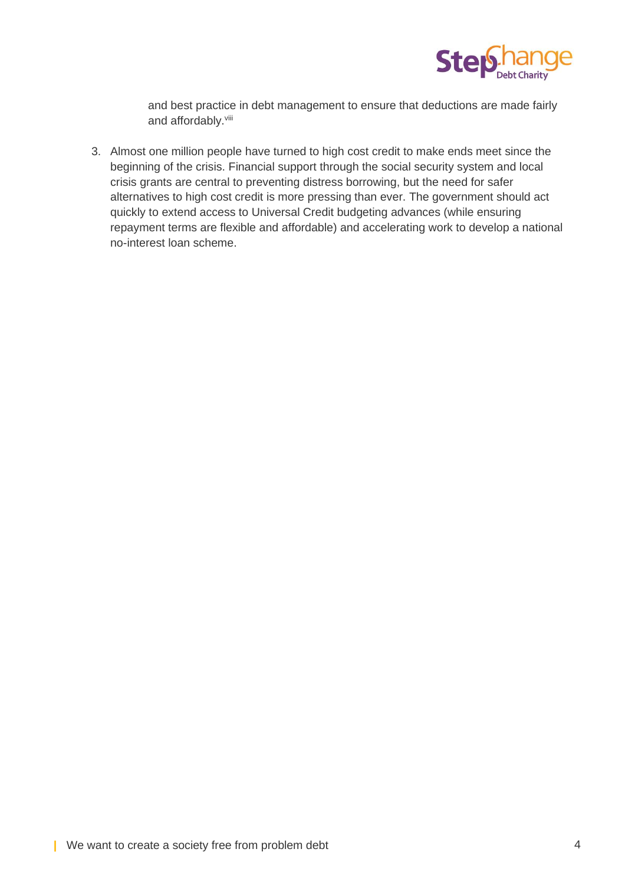and best practice in debt management to ensure that deductions are made fairly and affordably.[viii]

3. Almost one million people have turned to high cost credit to make ends meet since the beginning of the crisis. Financial support through the social security system and local crisis grants are central to preventing distress borrowing, but the need for safer alternatives to high cost credit is more pressing than ever. The government should act quickly to extend access to Universal Credit budgeting advances (while ensuring repayment terms are flexible and affordable) and accelerating work to develop a national no-interest loan scheme.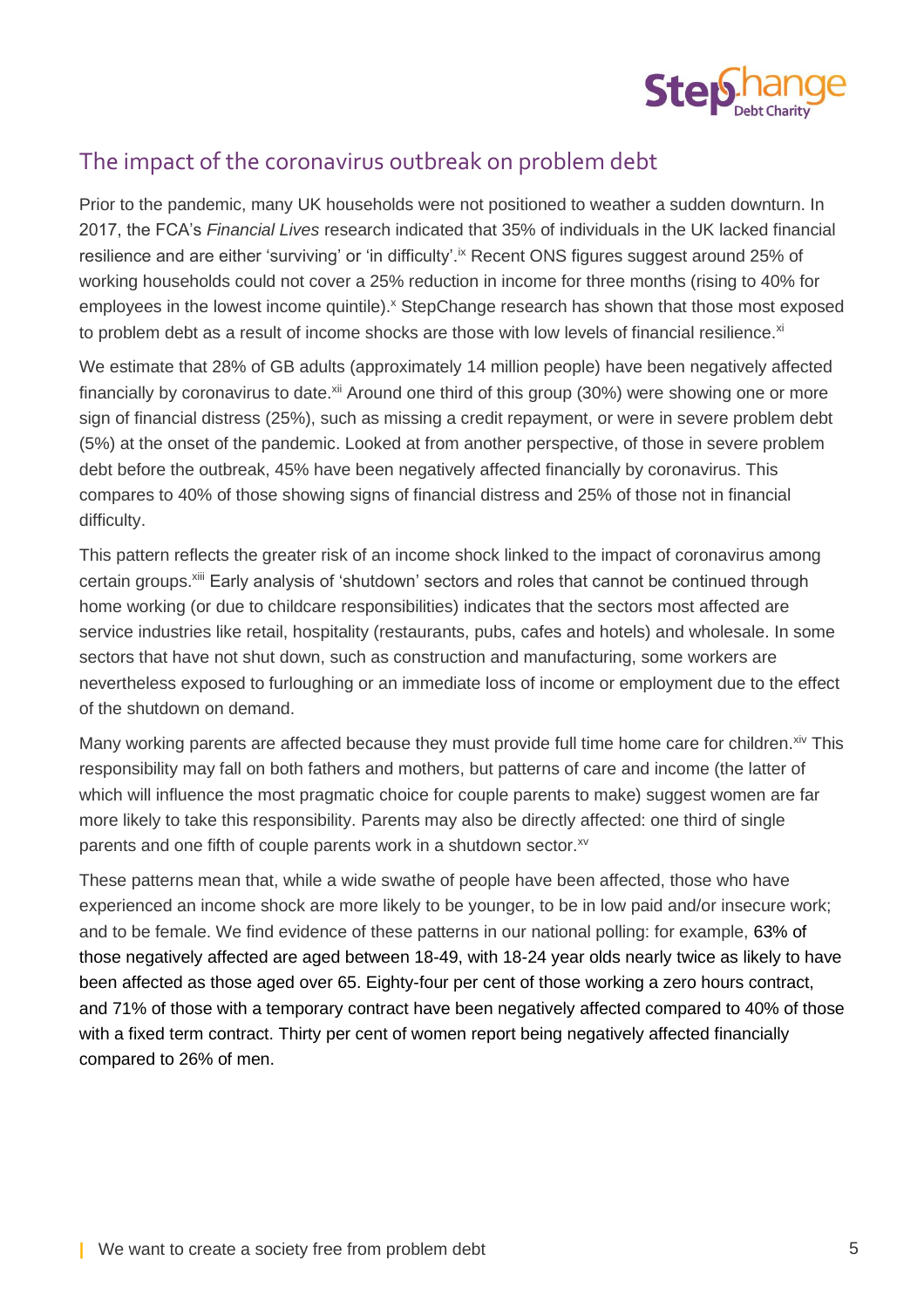## The impact of the coronavirus outbreak on problem debt

Prior to the pandemic, many UK households were not positioned to weather a sudden downturn. In 2017, the FCA's *Financial Lives* research indicated that 35% of individuals in the UK lacked financial resilience and are either 'surviving' or 'in difficulty'.[ix] Recent ONS figures suggest around 25% of working households could not cover a 25% reduction in income for three months (rising to 40% for employees in the lowest income quintile).[x] StepChange research has shown that those most exposed to problem debt as a result of income shocks are those with low levels of financial resilience.[xi]

We estimate that 28% of GB adults (approximately 14 million people) have been negatively affected financially by coronavirus to date.[xii] Around one third of this group (30%) were showing one or more sign of financial distress (25%), such as missing a credit repayment, or were in severe problem debt (5%) at the onset of the pandemic. Looked at from another perspective, of those in severe problem debt before the outbreak, 45% have been negatively affected financially by coronavirus. This compares to 40% of those showing signs of financial distress and 25% of those not in financial difficulty.

This pattern reflects the greater risk of an income shock linked to the impact of coronavirus among certain groups.[xiii] Early analysis of 'shutdown' sectors and roles that cannot be continued through home working (or due to childcare responsibilities) indicates that the sectors most affected are service industries like retail, hospitality (restaurants, pubs, cafes and hotels) and wholesale. In some sectors that have not shut down, such as construction and manufacturing, some workers are nevertheless exposed to furloughing or an immediate loss of income or employment due to the effect of the shutdown on demand.

Many working parents are affected because they must provide full time home care for children.[xiv] This responsibility may fall on both fathers and mothers, but patterns of care and income (the latter of which will influence the most pragmatic choice for couple parents to make) suggest women are far more likely to take this responsibility. Parents may also be directly affected: one third of single parents and one fifth of couple parents work in a shutdown sector.[xv]

These patterns mean that, while a wide swathe of people have been affected, those who have experienced an income shock are more likely to be younger, to be in low paid and/or insecure work; and to be female. We find evidence of these patterns in our national polling: for example, 63% of those negatively affected are aged between 18-49, with 18-24 year olds nearly twice as likely to have been affected as those aged over 65. Eighty-four per cent of those working a zero hours contract, and 71% of those with a temporary contract have been negatively affected compared to 40% of those with a fixed term contract. Thirty per cent of women report being negatively affected financially compared to 26% of men.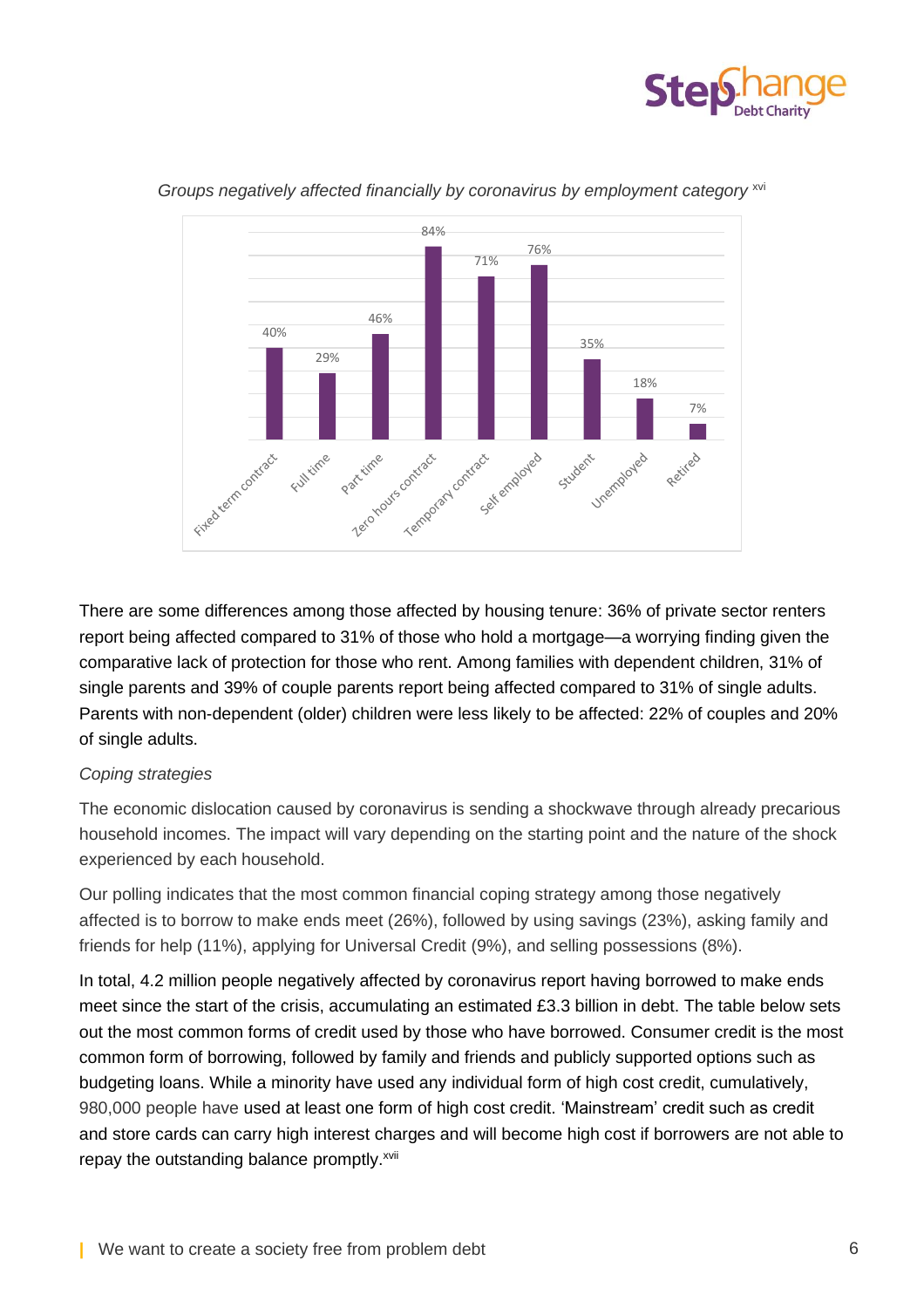*Groups negatively affected financially by coronavirus by employment category* [xvi]

| Employment category | % |
|---|---|
| Fixed term contract | 40% |
| Full time | 29% |
| Part time | 46% |
| Zero hours contract | 84% |
| Temporary contract | 71% |
| Self employed | 76% |
| Student | 35% |
| Unemployed | 18% |
| Retired | 7% |

There are some differences among those affected by housing tenure: 36% of private sector renters report being affected compared to 31% of those who hold a mortgage—a worrying finding given the comparative lack of protection for those who rent. Among families with dependent children, 31% of single parents and 39% of couple parents report being affected compared to 31% of single adults. Parents with non-dependent (older) children were less likely to be affected: 22% of couples and 20% of single adults.

*Coping strategies*

The economic dislocation caused by coronavirus is sending a shockwave through already precarious household incomes. The impact will vary depending on the starting point and the nature of the shock experienced by each household.

Our polling indicates that the most common financial coping strategy among those negatively affected is to borrow to make ends meet (26%), followed by using savings (23%), asking family and friends for help (11%), applying for Universal Credit (9%), and selling possessions (8%).

In total, 4.2 million people negatively affected by coronavirus report having borrowed to make ends meet since the start of the crisis, accumulating an estimated £3.3 billion in debt. The table below sets out the most common forms of credit used by those who have borrowed. Consumer credit is the most common form of borrowing, followed by family and friends and publicly supported options such as budgeting loans. While a minority have used any individual form of high cost credit, cumulatively, 980,000 people have used at least one form of high cost credit. 'Mainstream' credit such as credit and store cards can carry high interest charges and will become high cost if borrowers are not able to repay the outstanding balance promptly.[xvii]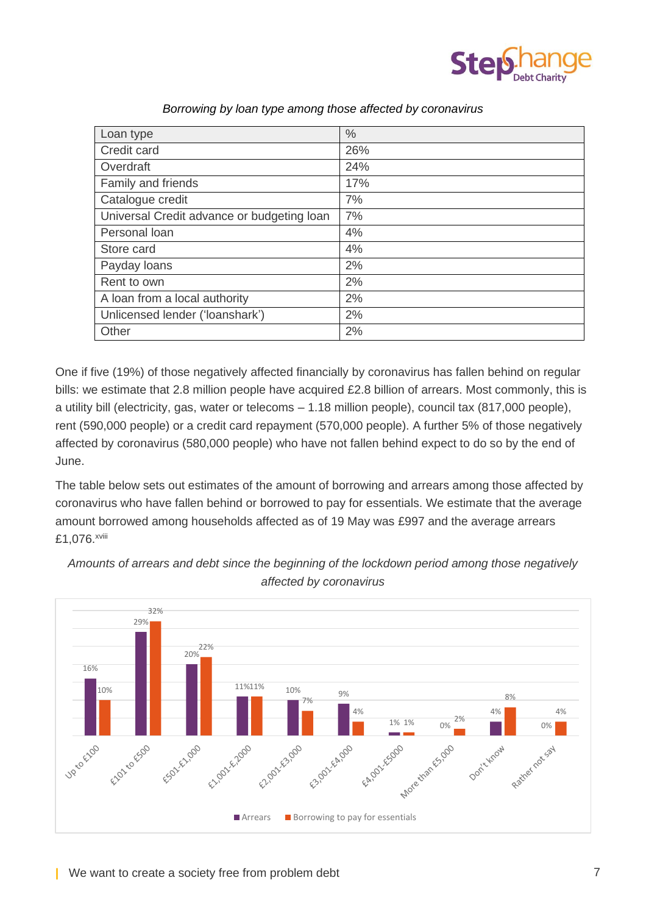*Borrowing by loan type among those affected by coronavirus*

| Loan type | % |
|---|---|
| Credit card | 26% |
| Overdraft | 24% |
| Family and friends | 17% |
| Catalogue credit | 7% |
| Universal Credit advance or budgeting loan | 7% |
| Personal loan | 4% |
| Store card | 4% |
| Payday loans | 2% |
| Rent to own | 2% |
| A loan from a local authority | 2% |
| Unlicensed lender ('loanshark') | 2% |
| Other | 2% |

One if five (19%) of those negatively affected financially by coronavirus has fallen behind on regular bills: we estimate that 2.8 million people have acquired £2.8 billion of arrears. Most commonly, this is a utility bill (electricity, gas, water or telecoms – 1.18 million people), council tax (817,000 people), rent (590,000 people) or a credit card repayment (570,000 people). A further 5% of those negatively affected by coronavirus (580,000 people) who have not fallen behind expect to do so by the end of June.

The table below sets out estimates of the amount of borrowing and arrears among those affected by coronavirus who have fallen behind or borrowed to pay for essentials. We estimate that the average amount borrowed among households affected as of 19 May was £997 and the average arrears £1,076.[xviii]

*Amounts of arrears and debt since the beginning of the lockdown period among those negatively affected by coronavirus*

| | Arrears | Borrowing to pay for essentials |
|---|---|---|
| Up to £100 | 16% | 10% |
| £101 to £500 | 29% | 32% |
| £501-£1,000 | 20% | 22% |
| £1,001-£2,000 | 11% | 11% |
| £2,001-£3,000 | 10% | 7% |
| £3,001-£4,000 | 9% | 4% |
| £4,001-£5000 | 1% | 1% |
| More than £5,000 | 0% | 2% |
| Don't know | 4% | 8% |
| Rather not say | 0% | 4% |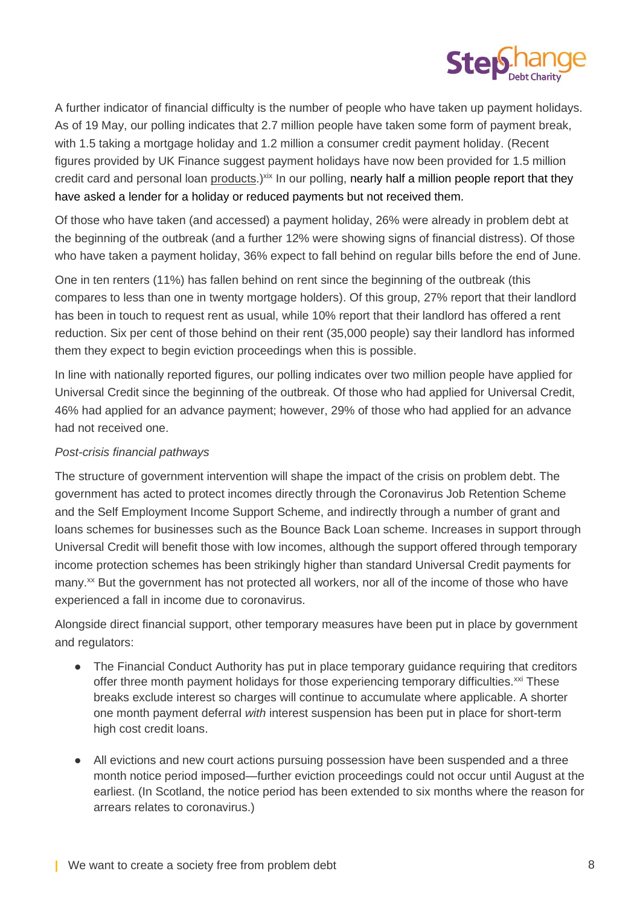A further indicator of financial difficulty is the number of people who have taken up payment holidays. As of 19 May, our polling indicates that 2.7 million people have taken some form of payment break, with 1.5 taking a mortgage holiday and 1.2 million a consumer credit payment holiday. (Recent figures provided by UK Finance suggest payment holidays have now been provided for 1.5 million credit card and personal loan products.)[xix] In our polling, nearly half a million people report that they have asked a lender for a holiday or reduced payments but not received them.

Of those who have taken (and accessed) a payment holiday, 26% were already in problem debt at the beginning of the outbreak (and a further 12% were showing signs of financial distress). Of those who have taken a payment holiday, 36% expect to fall behind on regular bills before the end of June.

One in ten renters (11%) has fallen behind on rent since the beginning of the outbreak (this compares to less than one in twenty mortgage holders). Of this group, 27% report that their landlord has been in touch to request rent as usual, while 10% report that their landlord has offered a rent reduction. Six per cent of those behind on their rent (35,000 people) say their landlord has informed them they expect to begin eviction proceedings when this is possible.

In line with nationally reported figures, our polling indicates over two million people have applied for Universal Credit since the beginning of the outbreak. Of those who had applied for Universal Credit, 46% had applied for an advance payment; however, 29% of those who had applied for an advance had not received one.

*Post-crisis financial pathways*

The structure of government intervention will shape the impact of the crisis on problem debt. The government has acted to protect incomes directly through the Coronavirus Job Retention Scheme and the Self Employment Income Support Scheme, and indirectly through a number of grant and loans schemes for businesses such as the Bounce Back Loan scheme. Increases in support through Universal Credit will benefit those with low incomes, although the support offered through temporary income protection schemes has been strikingly higher than standard Universal Credit payments for many.[xx] But the government has not protected all workers, nor all of the income of those who have experienced a fall in income due to coronavirus.

Alongside direct financial support, other temporary measures have been put in place by government and regulators:

- The Financial Conduct Authority has put in place temporary guidance requiring that creditors offer three month payment holidays for those experiencing temporary difficulties.[xxi] These breaks exclude interest so charges will continue to accumulate where applicable. A shorter one month payment deferral *with* interest suspension has been put in place for short-term high cost credit loans.

- All evictions and new court actions pursuing possession have been suspended and a three month notice period imposed—further eviction proceedings could not occur until August at the earliest. (In Scotland, the notice period has been extended to six months where the reason for arrears relates to coronavirus.)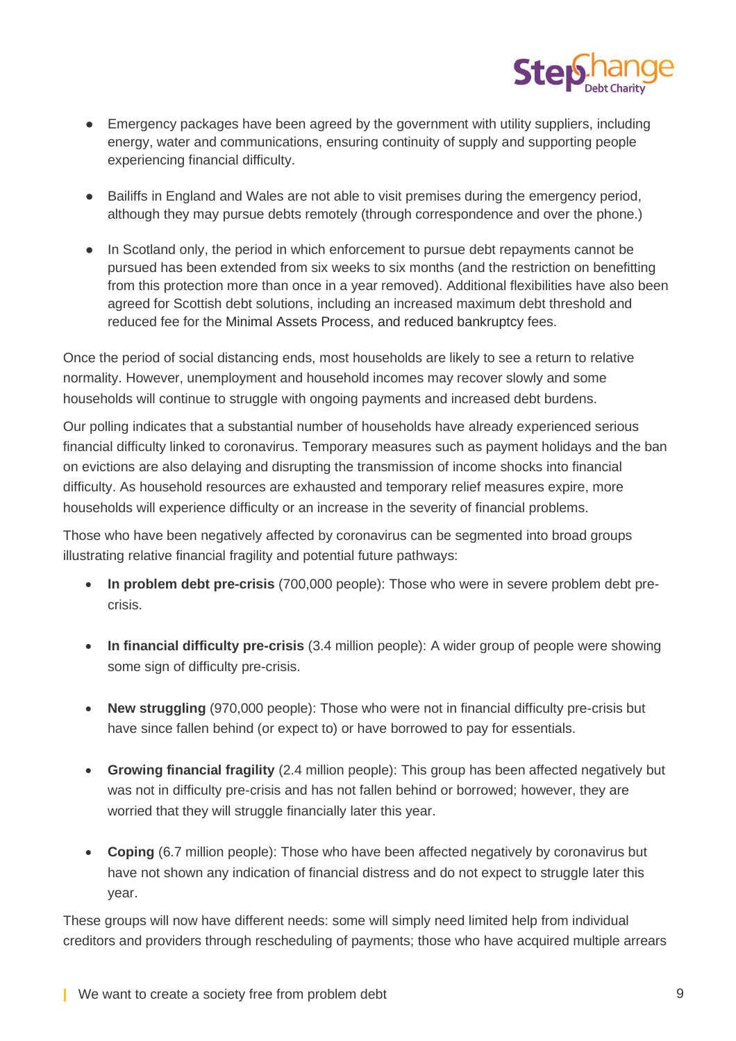- Emergency packages have been agreed by the government with utility suppliers, including energy, water and communications, ensuring continuity of supply and supporting people experiencing financial difficulty.

- Bailiffs in England and Wales are not able to visit premises during the emergency period, although they may pursue debts remotely (through correspondence and over the phone.)

- In Scotland only, the period in which enforcement to pursue debt repayments cannot be pursued has been extended from six weeks to six months (and the restriction on benefitting from this protection more than once in a year removed). Additional flexibilities have also been agreed for Scottish debt solutions, including an increased maximum debt threshold and reduced fee for the Minimal Assets Process, and reduced bankruptcy fees.

Once the period of social distancing ends, most households are likely to see a return to relative normality. However, unemployment and household incomes may recover slowly and some households will continue to struggle with ongoing payments and increased debt burdens.

Our polling indicates that a substantial number of households have already experienced serious financial difficulty linked to coronavirus. Temporary measures such as payment holidays and the ban on evictions are also delaying and disrupting the transmission of income shocks into financial difficulty. As household resources are exhausted and temporary relief measures expire, more households will experience difficulty or an increase in the severity of financial problems.

Those who have been negatively affected by coronavirus can be segmented into broad groups illustrating relative financial fragility and potential future pathways:

- **In problem debt pre-crisis** (700,000 people): Those who were in severe problem debt pre-crisis.

- **In financial difficulty pre-crisis** (3.4 million people): A wider group of people were showing some sign of difficulty pre-crisis.

- **New struggling** (970,000 people): Those who were not in financial difficulty pre-crisis but have since fallen behind (or expect to) or have borrowed to pay for essentials.

- **Growing financial fragility** (2.4 million people): This group has been affected negatively but was not in difficulty pre-crisis and has not fallen behind or borrowed; however, they are worried that they will struggle financially later this year.

- **Coping** (6.7 million people): Those who have been affected negatively by coronavirus but have not shown any indication of financial distress and do not expect to struggle later this year.

These groups will now have different needs: some will simply need limited help from individual creditors and providers through rescheduling of payments; those who have acquired multiple arrears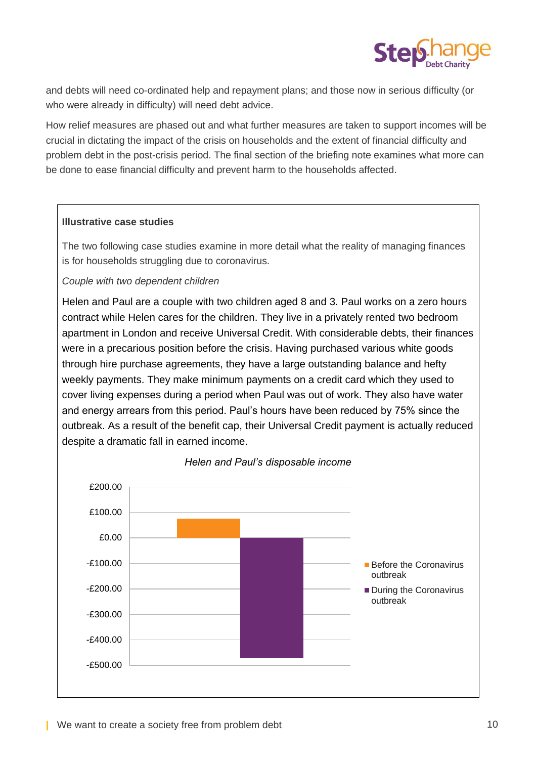and debts will need co-ordinated help and repayment plans; and those now in serious difficulty (or who were already in difficulty) will need debt advice.

How relief measures are phased out and what further measures are taken to support incomes will be crucial in dictating the impact of the crisis on households and the extent of financial difficulty and problem debt in the post-crisis period. The final section of the briefing note examines what more can be done to ease financial difficulty and prevent harm to the households affected.

**Illustrative case studies**

The two following case studies examine in more detail what the reality of managing finances is for households struggling due to coronavirus.

*Couple with two dependent children*

Helen and Paul are a couple with two children aged 8 and 3. Paul works on a zero hours contract while Helen cares for the children. They live in a privately rented two bedroom apartment in London and receive Universal Credit. With considerable debts, their finances were in a precarious position before the crisis. Having purchased various white goods through hire purchase agreements, they have a large outstanding balance and hefty weekly payments. They make minimum payments on a credit card which they used to cover living expenses during a period when Paul was out of work. They also have water and energy arrears from this period. Paul's hours have been reduced by 75% since the outbreak. As a result of the benefit cap, their Universal Credit payment is actually reduced despite a dramatic fall in earned income.

*Helen and Paul's disposable income*

Bar chart with y-axis from -£500.00 to £200.00. Legend: Before the Coronavirus outbreak (positive, approximately £75); During the Coronavirus outbreak (negative, approximately -£470).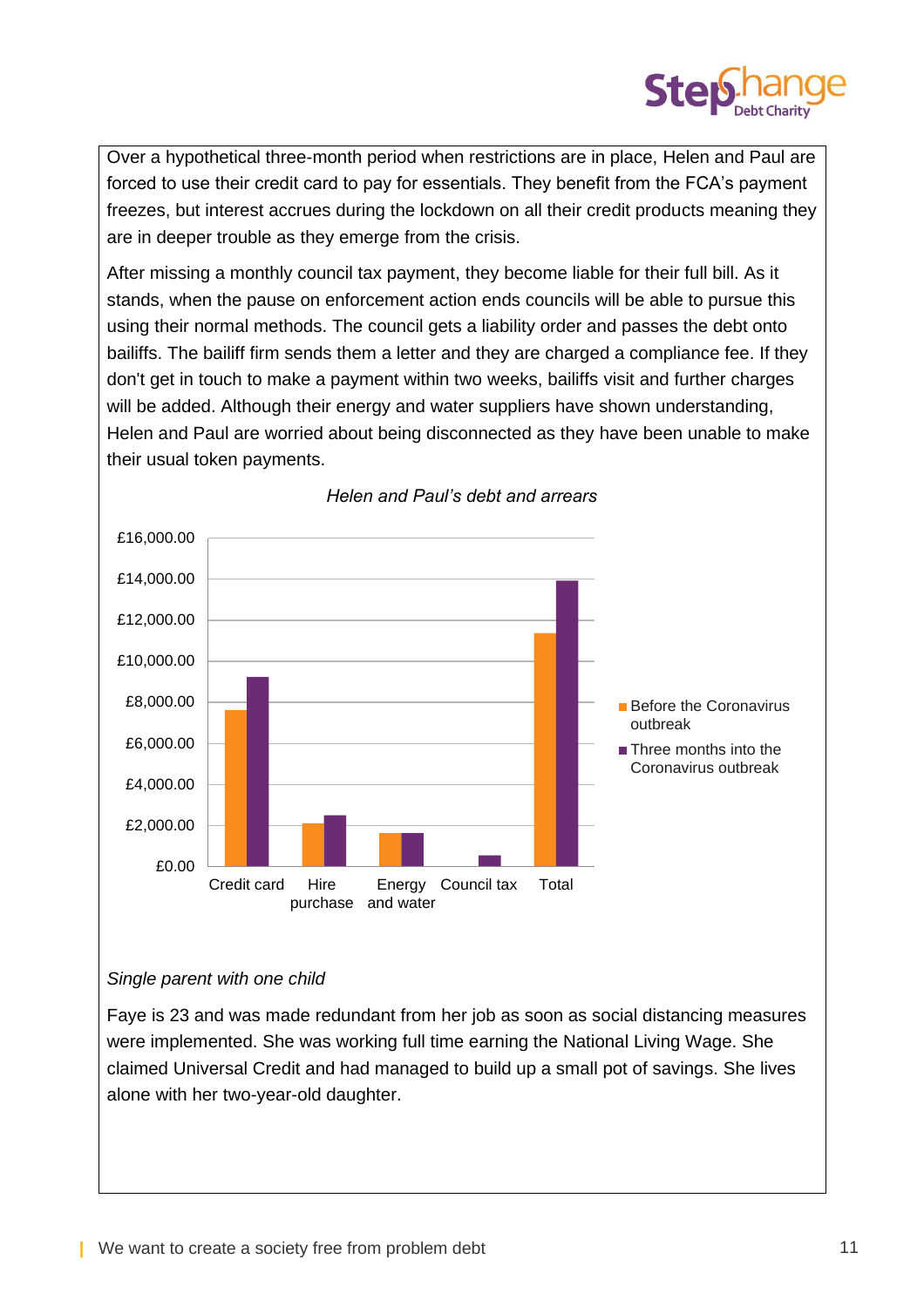Over a hypothetical three-month period when restrictions are in place, Helen and Paul are forced to use their credit card to pay for essentials. They benefit from the FCA's payment freezes, but interest accrues during the lockdown on all their credit products meaning they are in deeper trouble as they emerge from the crisis.

After missing a monthly council tax payment, they become liable for their full bill. As it stands, when the pause on enforcement action ends councils will be able to pursue this using their normal methods. The council gets a liability order and passes the debt onto bailiffs. The bailiff firm sends them a letter and they are charged a compliance fee. If they don't get in touch to make a payment within two weeks, bailiffs visit and further charges will be added. Although their energy and water suppliers have shown understanding, Helen and Paul are worried about being disconnected as they have been unable to make their usual token payments.

*Helen and Paul's debt and arrears*

*Single parent with one child*

Faye is 23 and was made redundant from her job as soon as social distancing measures were implemented. She was working full time earning the National Living Wage. She claimed Universal Credit and had managed to build up a small pot of savings. She lives alone with her two-year-old daughter.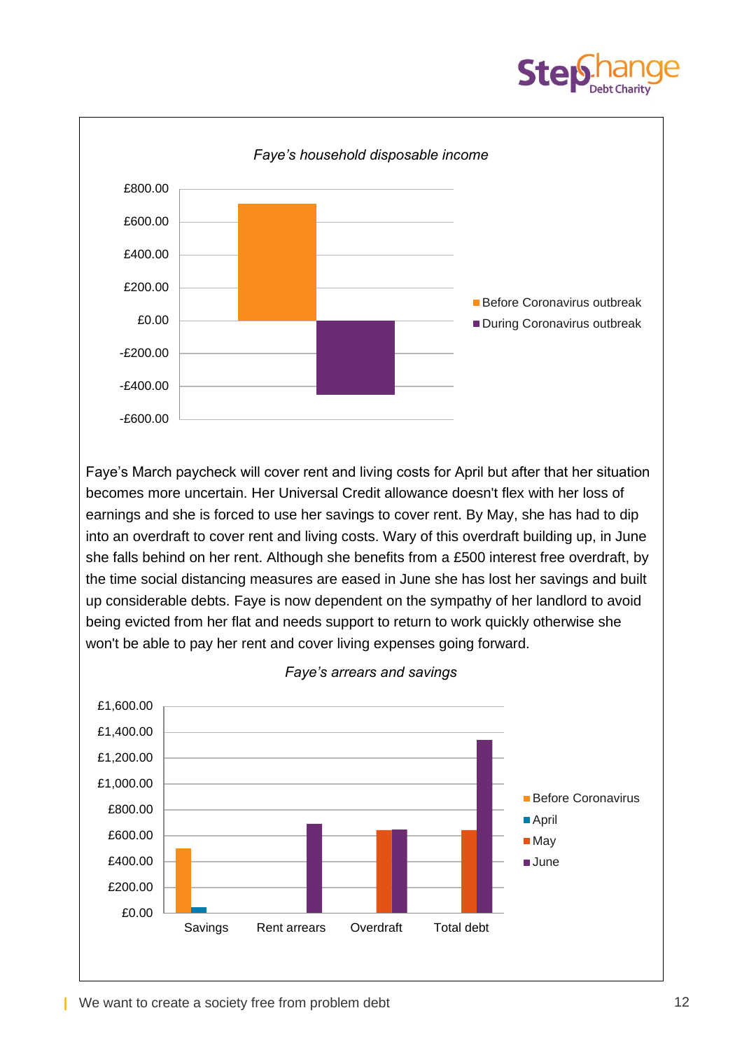*Faye's household disposable income*

Faye's March paycheck will cover rent and living costs for April but after that her situation becomes more uncertain. Her Universal Credit allowance doesn't flex with her loss of earnings and she is forced to use her savings to cover rent. By May, she has had to dip into an overdraft to cover rent and living costs. Wary of this overdraft building up, in June she falls behind on her rent. Although she benefits from a £500 interest free overdraft, by the time social distancing measures are eased in June she has lost her savings and built up considerable debts. Faye is now dependent on the sympathy of her landlord to avoid being evicted from her flat and needs support to return to work quickly otherwise she won't be able to pay her rent and cover living expenses going forward.

*Faye's arrears and savings*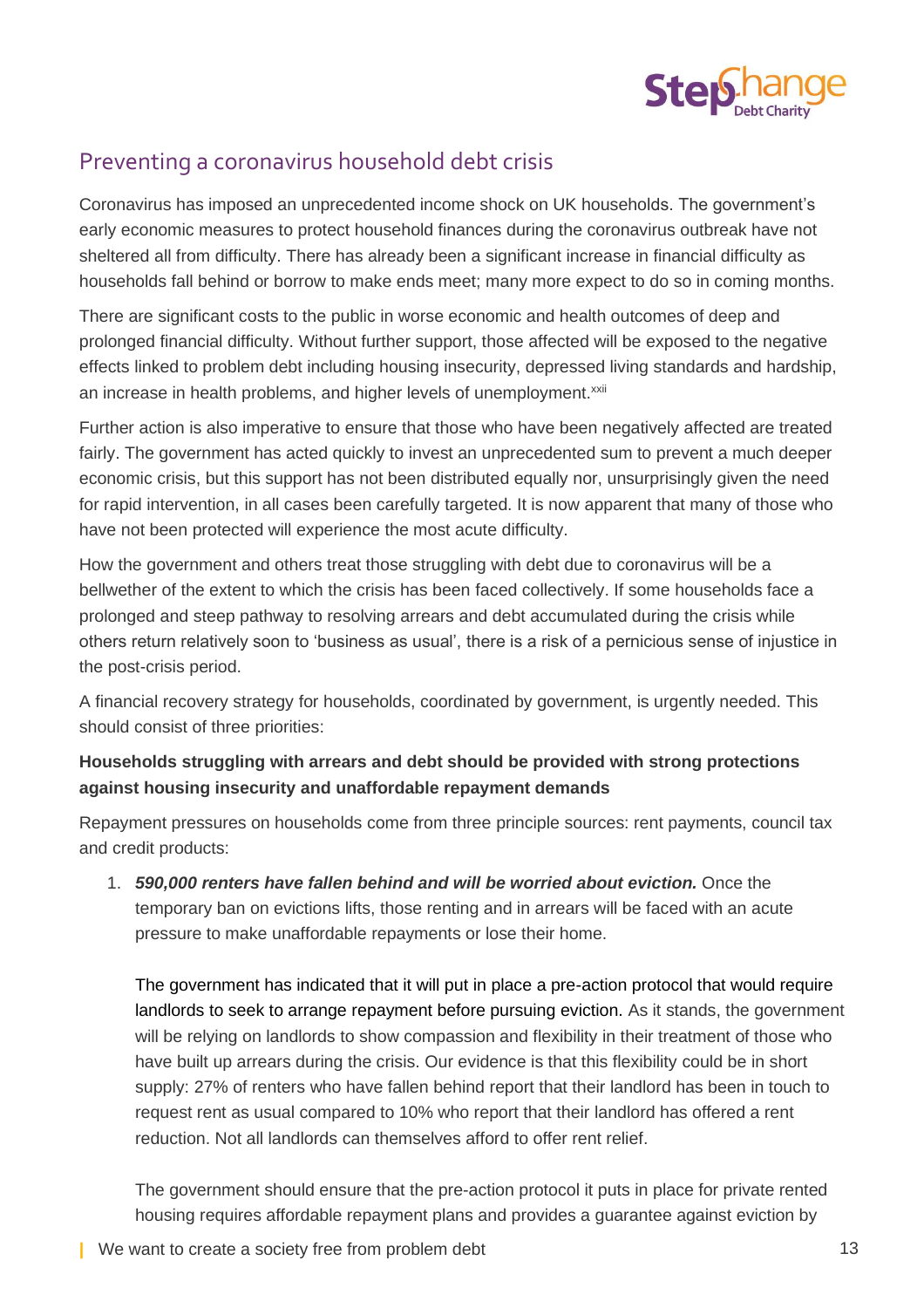## Preventing a coronavirus household debt crisis

Coronavirus has imposed an unprecedented income shock on UK households. The government's early economic measures to protect household finances during the coronavirus outbreak have not sheltered all from difficulty. There has already been a significant increase in financial difficulty as households fall behind or borrow to make ends meet; many more expect to do so in coming months.

There are significant costs to the public in worse economic and health outcomes of deep and prolonged financial difficulty. Without further support, those affected will be exposed to the negative effects linked to problem debt including housing insecurity, depressed living standards and hardship, an increase in health problems, and higher levels of unemployment.[xxii]

Further action is also imperative to ensure that those who have been negatively affected are treated fairly. The government has acted quickly to invest an unprecedented sum to prevent a much deeper economic crisis, but this support has not been distributed equally nor, unsurprisingly given the need for rapid intervention, in all cases been carefully targeted. It is now apparent that many of those who have not been protected will experience the most acute difficulty.

How the government and others treat those struggling with debt due to coronavirus will be a bellwether of the extent to which the crisis has been faced collectively. If some households face a prolonged and steep pathway to resolving arrears and debt accumulated during the crisis while others return relatively soon to 'business as usual', there is a risk of a pernicious sense of injustice in the post-crisis period.

A financial recovery strategy for households, coordinated by government, is urgently needed. This should consist of three priorities:

**Households struggling with arrears and debt should be provided with strong protections against housing insecurity and unaffordable repayment demands**

Repayment pressures on households come from three principle sources: rent payments, council tax and credit products:

1. ***590,000 renters have fallen behind and will be worried about eviction.*** Once the temporary ban on evictions lifts, those renting and in arrears will be faced with an acute pressure to make unaffordable repayments or lose their home.

   The government has indicated that it will put in place a pre-action protocol that would require landlords to seek to arrange repayment before pursuing eviction. As it stands, the government will be relying on landlords to show compassion and flexibility in their treatment of those who have built up arrears during the crisis. Our evidence is that this flexibility could be in short supply: 27% of renters who have fallen behind report that their landlord has been in touch to request rent as usual compared to 10% who report that their landlord has offered a rent reduction. Not all landlords can themselves afford to offer rent relief.

   The government should ensure that the pre-action protocol it puts in place for private rented housing requires affordable repayment plans and provides a guarantee against eviction by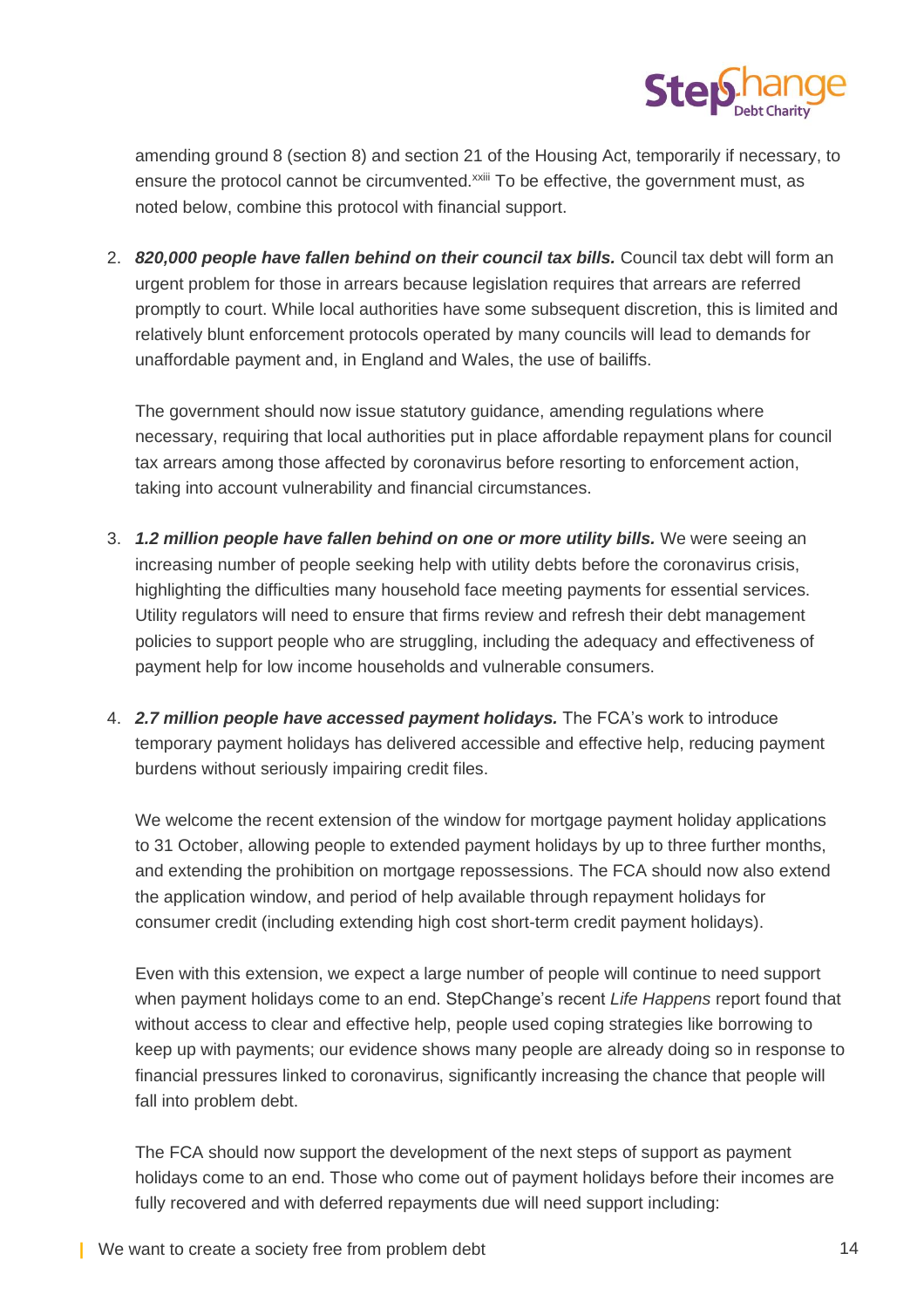amending ground 8 (section 8) and section 21 of the Housing Act, temporarily if necessary, to ensure the protocol cannot be circumvented.[xxiii] To be effective, the government must, as noted below, combine this protocol with financial support.

2. ***820,000 people have fallen behind on their council tax bills.*** Council tax debt will form an urgent problem for those in arrears because legislation requires that arrears are referred promptly to court. While local authorities have some subsequent discretion, this is limited and relatively blunt enforcement protocols operated by many councils will lead to demands for unaffordable payment and, in England and Wales, the use of bailiffs.

   The government should now issue statutory guidance, amending regulations where necessary, requiring that local authorities put in place affordable repayment plans for council tax arrears among those affected by coronavirus before resorting to enforcement action, taking into account vulnerability and financial circumstances.

3. ***1.2 million people have fallen behind on one or more utility bills.*** We were seeing an increasing number of people seeking help with utility debts before the coronavirus crisis, highlighting the difficulties many household face meeting payments for essential services. Utility regulators will need to ensure that firms review and refresh their debt management policies to support people who are struggling, including the adequacy and effectiveness of payment help for low income households and vulnerable consumers.

4. ***2.7 million people have accessed payment holidays.*** The FCA's work to introduce temporary payment holidays has delivered accessible and effective help, reducing payment burdens without seriously impairing credit files.

   We welcome the recent extension of the window for mortgage payment holiday applications to 31 October, allowing people to extended payment holidays by up to three further months, and extending the prohibition on mortgage repossessions. The FCA should now also extend the application window, and period of help available through repayment holidays for consumer credit (including extending high cost short-term credit payment holidays).

   Even with this extension, we expect a large number of people will continue to need support when payment holidays come to an end. StepChange's recent *Life Happens* report found that without access to clear and effective help, people used coping strategies like borrowing to keep up with payments; our evidence shows many people are already doing so in response to financial pressures linked to coronavirus, significantly increasing the chance that people will fall into problem debt.

   The FCA should now support the development of the next steps of support as payment holidays come to an end. Those who come out of payment holidays before their incomes are fully recovered and with deferred repayments due will need support including: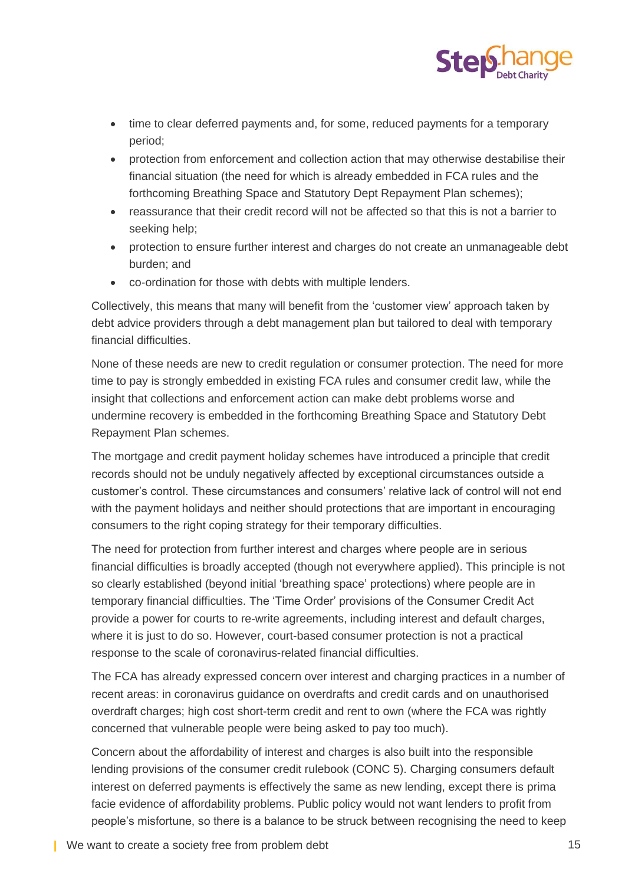- time to clear deferred payments and, for some, reduced payments for a temporary period;
- protection from enforcement and collection action that may otherwise destabilise their financial situation (the need for which is already embedded in FCA rules and the forthcoming Breathing Space and Statutory Dept Repayment Plan schemes);
- reassurance that their credit record will not be affected so that this is not a barrier to seeking help;
- protection to ensure further interest and charges do not create an unmanageable debt burden; and
- co-ordination for those with debts with multiple lenders.

Collectively, this means that many will benefit from the 'customer view' approach taken by debt advice providers through a debt management plan but tailored to deal with temporary financial difficulties.

None of these needs are new to credit regulation or consumer protection. The need for more time to pay is strongly embedded in existing FCA rules and consumer credit law, while the insight that collections and enforcement action can make debt problems worse and undermine recovery is embedded in the forthcoming Breathing Space and Statutory Debt Repayment Plan schemes.

The mortgage and credit payment holiday schemes have introduced a principle that credit records should not be unduly negatively affected by exceptional circumstances outside a customer's control. These circumstances and consumers' relative lack of control will not end with the payment holidays and neither should protections that are important in encouraging consumers to the right coping strategy for their temporary difficulties.

The need for protection from further interest and charges where people are in serious financial difficulties is broadly accepted (though not everywhere applied). This principle is not so clearly established (beyond initial 'breathing space' protections) where people are in temporary financial difficulties. The 'Time Order' provisions of the Consumer Credit Act provide a power for courts to re-write agreements, including interest and default charges, where it is just to do so. However, court-based consumer protection is not a practical response to the scale of coronavirus-related financial difficulties.

The FCA has already expressed concern over interest and charging practices in a number of recent areas: in coronavirus guidance on overdrafts and credit cards and on unauthorised overdraft charges; high cost short-term credit and rent to own (where the FCA was rightly concerned that vulnerable people were being asked to pay too much).

Concern about the affordability of interest and charges is also built into the responsible lending provisions of the consumer credit rulebook (CONC 5). Charging consumers default interest on deferred payments is effectively the same as new lending, except there is prima facie evidence of affordability problems. Public policy would not want lenders to profit from people's misfortune, so there is a balance to be struck between recognising the need to keep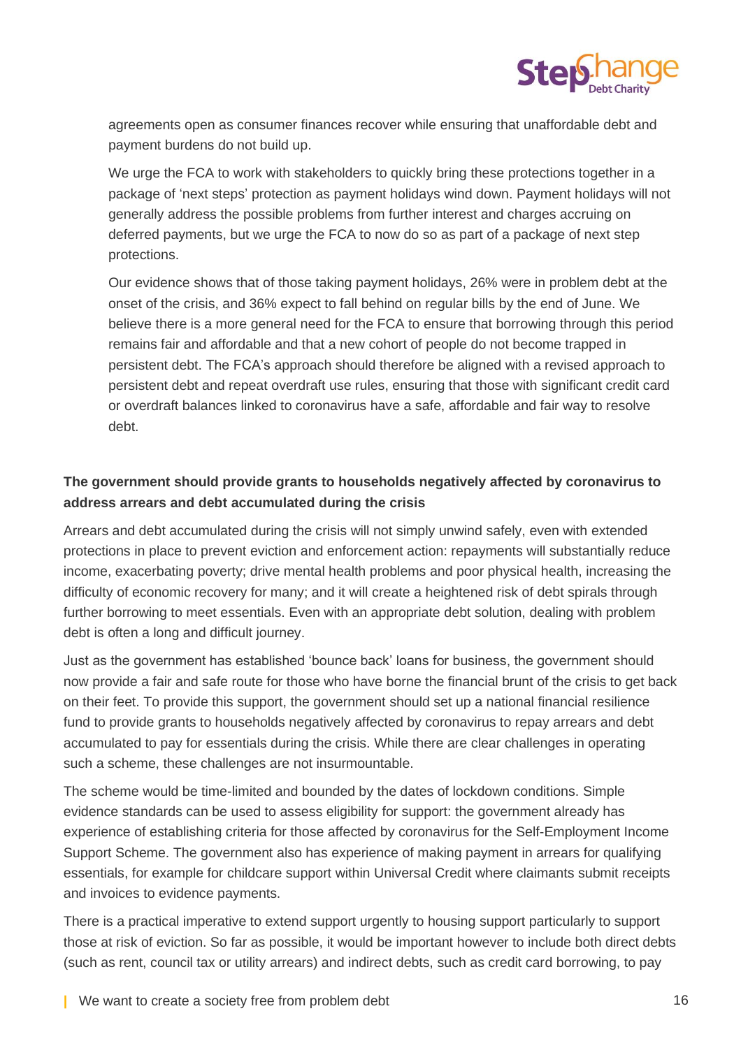agreements open as consumer finances recover while ensuring that unaffordable debt and payment burdens do not build up.

We urge the FCA to work with stakeholders to quickly bring these protections together in a package of 'next steps' protection as payment holidays wind down. Payment holidays will not generally address the possible problems from further interest and charges accruing on deferred payments, but we urge the FCA to now do so as part of a package of next step protections.

Our evidence shows that of those taking payment holidays, 26% were in problem debt at the onset of the crisis, and 36% expect to fall behind on regular bills by the end of June. We believe there is a more general need for the FCA to ensure that borrowing through this period remains fair and affordable and that a new cohort of people do not become trapped in persistent debt. The FCA's approach should therefore be aligned with a revised approach to persistent debt and repeat overdraft use rules, ensuring that those with significant credit card or overdraft balances linked to coronavirus have a safe, affordable and fair way to resolve debt.

**The government should provide grants to households negatively affected by coronavirus to address arrears and debt accumulated during the crisis**

Arrears and debt accumulated during the crisis will not simply unwind safely, even with extended protections in place to prevent eviction and enforcement action: repayments will substantially reduce income, exacerbating poverty; drive mental health problems and poor physical health, increasing the difficulty of economic recovery for many; and it will create a heightened risk of debt spirals through further borrowing to meet essentials. Even with an appropriate debt solution, dealing with problem debt is often a long and difficult journey.

Just as the government has established 'bounce back' loans for business, the government should now provide a fair and safe route for those who have borne the financial brunt of the crisis to get back on their feet. To provide this support, the government should set up a national financial resilience fund to provide grants to households negatively affected by coronavirus to repay arrears and debt accumulated to pay for essentials during the crisis. While there are clear challenges in operating such a scheme, these challenges are not insurmountable.

The scheme would be time-limited and bounded by the dates of lockdown conditions. Simple evidence standards can be used to assess eligibility for support: the government already has experience of establishing criteria for those affected by coronavirus for the Self-Employment Income Support Scheme. The government also has experience of making payment in arrears for qualifying essentials, for example for childcare support within Universal Credit where claimants submit receipts and invoices to evidence payments.

There is a practical imperative to extend support urgently to housing support particularly to support those at risk of eviction. So far as possible, it would be important however to include both direct debts (such as rent, council tax or utility arrears) and indirect debts, such as credit card borrowing, to pay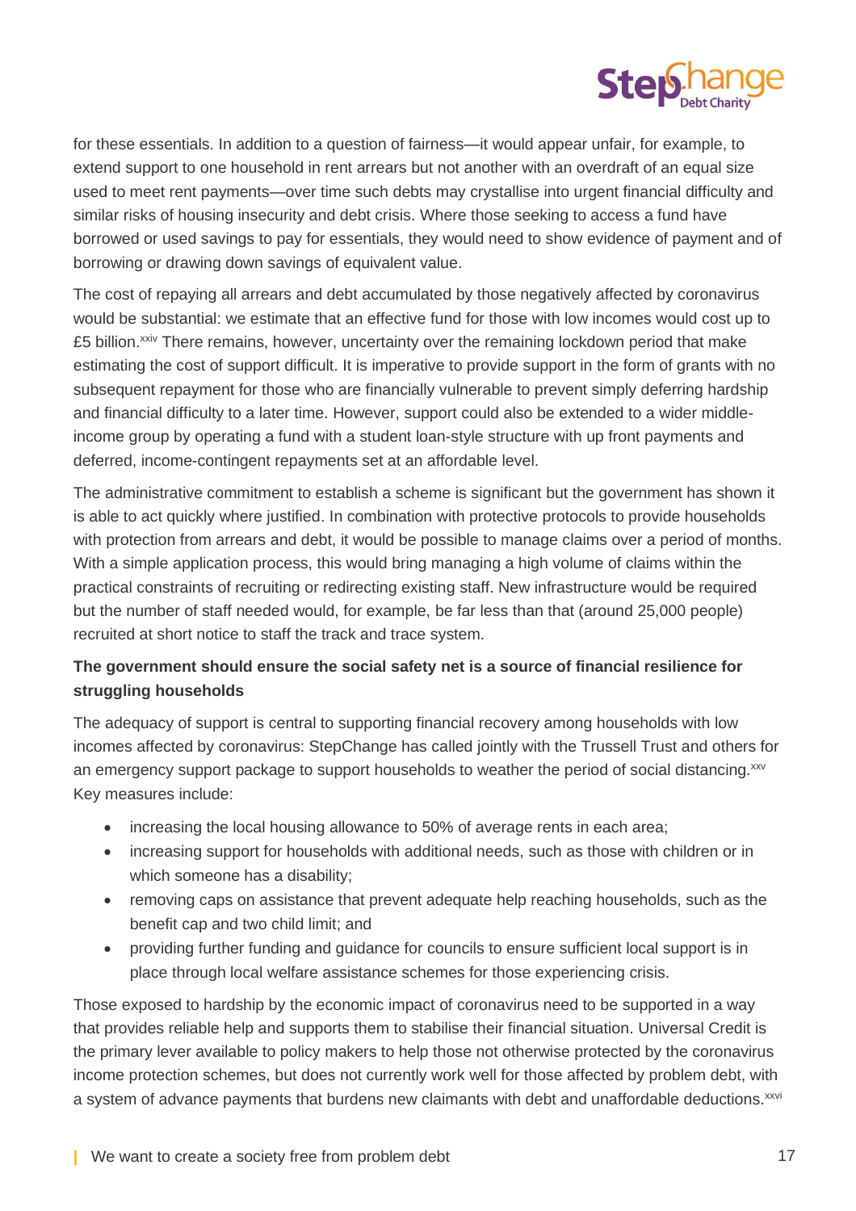for these essentials. In addition to a question of fairness—it would appear unfair, for example, to extend support to one household in rent arrears but not another with an overdraft of an equal size used to meet rent payments—over time such debts may crystallise into urgent financial difficulty and similar risks of housing insecurity and debt crisis. Where those seeking to access a fund have borrowed or used savings to pay for essentials, they would need to show evidence of payment and of borrowing or drawing down savings of equivalent value.

The cost of repaying all arrears and debt accumulated by those negatively affected by coronavirus would be substantial: we estimate that an effective fund for those with low incomes would cost up to £5 billion.[xxiv] There remains, however, uncertainty over the remaining lockdown period that make estimating the cost of support difficult. It is imperative to provide support in the form of grants with no subsequent repayment for those who are financially vulnerable to prevent simply deferring hardship and financial difficulty to a later time. However, support could also be extended to a wider middle-income group by operating a fund with a student loan-style structure with up front payments and deferred, income-contingent repayments set at an affordable level.

The administrative commitment to establish a scheme is significant but the government has shown it is able to act quickly where justified. In combination with protective protocols to provide households with protection from arrears and debt, it would be possible to manage claims over a period of months. With a simple application process, this would bring managing a high volume of claims within the practical constraints of recruiting or redirecting existing staff. New infrastructure would be required but the number of staff needed would, for example, be far less than that (around 25,000 people) recruited at short notice to staff the track and trace system.

**The government should ensure the social safety net is a source of financial resilience for struggling households**

The adequacy of support is central to supporting financial recovery among households with low incomes affected by coronavirus: StepChange has called jointly with the Trussell Trust and others for an emergency support package to support households to weather the period of social distancing.[xxv] Key measures include:

- increasing the local housing allowance to 50% of average rents in each area;
- increasing support for households with additional needs, such as those with children or in which someone has a disability;
- removing caps on assistance that prevent adequate help reaching households, such as the benefit cap and two child limit; and
- providing further funding and guidance for councils to ensure sufficient local support is in place through local welfare assistance schemes for those experiencing crisis.

Those exposed to hardship by the economic impact of coronavirus need to be supported in a way that provides reliable help and supports them to stabilise their financial situation. Universal Credit is the primary lever available to policy makers to help those not otherwise protected by the coronavirus income protection schemes, but does not currently work well for those affected by problem debt, with a system of advance payments that burdens new claimants with debt and unaffordable deductions.[xxvi]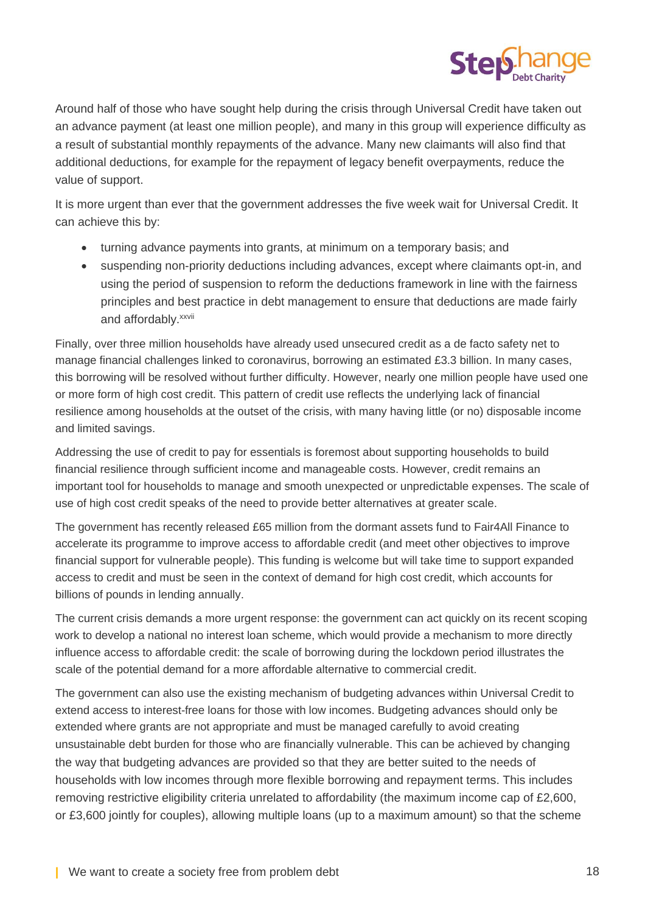Around half of those who have sought help during the crisis through Universal Credit have taken out an advance payment (at least one million people), and many in this group will experience difficulty as a result of substantial monthly repayments of the advance. Many new claimants will also find that additional deductions, for example for the repayment of legacy benefit overpayments, reduce the value of support.

It is more urgent than ever that the government addresses the five week wait for Universal Credit. It can achieve this by:

- turning advance payments into grants, at minimum on a temporary basis; and
- suspending non-priority deductions including advances, except where claimants opt-in, and using the period of suspension to reform the deductions framework in line with the fairness principles and best practice in debt management to ensure that deductions are made fairly and affordably.[xxvii]

Finally, over three million households have already used unsecured credit as a de facto safety net to manage financial challenges linked to coronavirus, borrowing an estimated £3.3 billion. In many cases, this borrowing will be resolved without further difficulty. However, nearly one million people have used one or more form of high cost credit. This pattern of credit use reflects the underlying lack of financial resilience among households at the outset of the crisis, with many having little (or no) disposable income and limited savings.

Addressing the use of credit to pay for essentials is foremost about supporting households to build financial resilience through sufficient income and manageable costs. However, credit remains an important tool for households to manage and smooth unexpected or unpredictable expenses. The scale of use of high cost credit speaks of the need to provide better alternatives at greater scale.

The government has recently released £65 million from the dormant assets fund to Fair4All Finance to accelerate its programme to improve access to affordable credit (and meet other objectives to improve financial support for vulnerable people). This funding is welcome but will take time to support expanded access to credit and must be seen in the context of demand for high cost credit, which accounts for billions of pounds in lending annually.

The current crisis demands a more urgent response: the government can act quickly on its recent scoping work to develop a national no interest loan scheme, which would provide a mechanism to more directly influence access to affordable credit: the scale of borrowing during the lockdown period illustrates the scale of the potential demand for a more affordable alternative to commercial credit.

The government can also use the existing mechanism of budgeting advances within Universal Credit to extend access to interest-free loans for those with low incomes. Budgeting advances should only be extended where grants are not appropriate and must be managed carefully to avoid creating unsustainable debt burden for those who are financially vulnerable. This can be achieved by changing the way that budgeting advances are provided so that they are better suited to the needs of households with low incomes through more flexible borrowing and repayment terms. This includes removing restrictive eligibility criteria unrelated to affordability (the maximum income cap of £2,600, or £3,600 jointly for couples), allowing multiple loans (up to a maximum amount) so that the scheme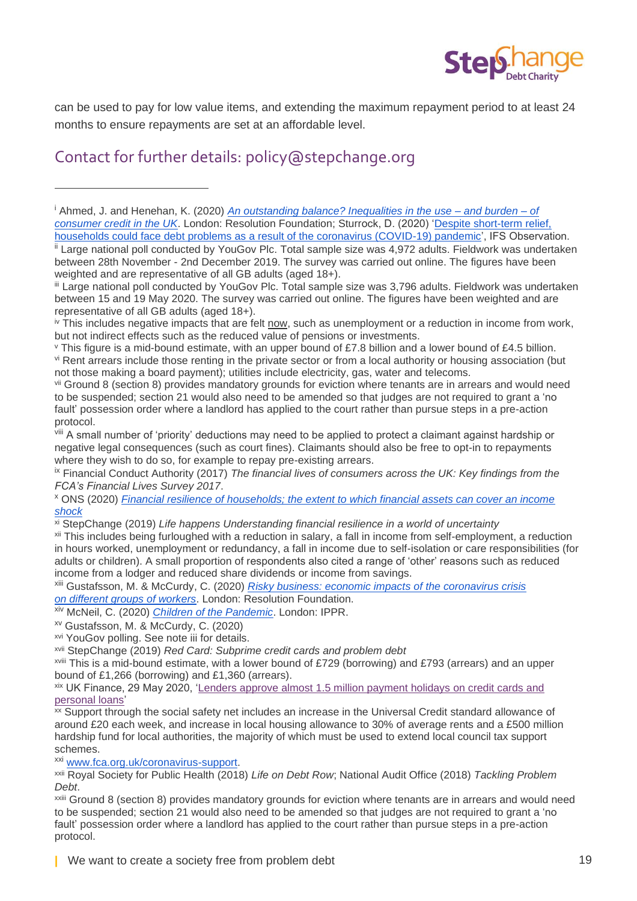can be used to pay for low value items, and extending the maximum repayment period to at least 24 months to ensure repayments are set at an affordable level.

## Contact for further details: policy@stepchange.org

---

[i] Ahmed, J. and Henehan, K. (2020) *An outstanding balance? Inequalities in the use – and burden – of consumer credit in the UK*. London: Resolution Foundation; Sturrock, D. (2020) 'Despite short-term relief, households could face debt problems as a result of the coronavirus (COVID-19) pandemic', IFS Observation.

[ii] Large national poll conducted by YouGov Plc. Total sample size was 4,972 adults. Fieldwork was undertaken between 28th November - 2nd December 2019. The survey was carried out online. The figures have been weighted and are representative of all GB adults (aged 18+).

[iii] Large national poll conducted by YouGov Plc. Total sample size was 3,796 adults. Fieldwork was undertaken between 15 and 19 May 2020. The survey was carried out online. The figures have been weighted and are representative of all GB adults (aged 18+).

[iv] This includes negative impacts that are felt now, such as unemployment or a reduction in income from work, but not indirect effects such as the reduced value of pensions or investments.

[v] This figure is a mid-bound estimate, with an upper bound of £7.8 billion and a lower bound of £4.5 billion.

[vi] Rent arrears include those renting in the private sector or from a local authority or housing association (but not those making a board payment); utilities include electricity, gas, water and telecoms.

[vii] Ground 8 (section 8) provides mandatory grounds for eviction where tenants are in arrears and would need to be suspended; section 21 would also need to be amended so that judges are not required to grant a 'no fault' possession order where a landlord has applied to the court rather than pursue steps in a pre-action protocol.

[viii] A small number of 'priority' deductions may need to be applied to protect a claimant against hardship or negative legal consequences (such as court fines). Claimants should also be free to opt-in to repayments where they wish to do so, for example to repay pre-existing arrears.

[ix] Financial Conduct Authority (2017) *The financial lives of consumers across the UK: Key findings from the FCA's Financial Lives Survey 2017*.

[x] ONS (2020) *Financial resilience of households; the extent to which financial assets can cover an income shock*

[xi] StepChange (2019) *Life happens Understanding financial resilience in a world of uncertainty*

[xii] This includes being furloughed with a reduction in salary, a fall in income from self-employment, a reduction in hours worked, unemployment or redundancy, a fall in income due to self-isolation or care responsibilities (for adults or children). A small proportion of respondents also cited a range of 'other' reasons such as reduced income from a lodger and reduced share dividends or income from savings.

[xiii] Gustafsson, M. & McCurdy, C. (2020) *Risky business: economic impacts of the coronavirus crisis on different groups of workers*. London: Resolution Foundation.

[xiv] McNeil, C. (2020) *Children of the Pandemic*. London: IPPR.

[xv] Gustafsson, M. & McCurdy, C. (2020)

[xvi] YouGov polling. See note iii for details.

[xvii] StepChange (2019) *Red Card: Subprime credit cards and problem debt*

[xviii] This is a mid-bound estimate, with a lower bound of £729 (borrowing) and £793 (arrears) and an upper bound of £1,266 (borrowing) and £1,360 (arrears).

[xix] UK Finance, 29 May 2020, 'Lenders approve almost 1.5 million payment holidays on credit cards and personal loans'

[xx] Support through the social safety net includes an increase in the Universal Credit standard allowance of around £20 each week, and increase in local housing allowance to 30% of average rents and a £500 million hardship fund for local authorities, the majority of which must be used to extend local council tax support schemes.

[xxi] www.fca.org.uk/coronavirus-support.

[xxii] Royal Society for Public Health (2018) *Life on Debt Row*; National Audit Office (2018) *Tackling Problem Debt*.

[xxiii] Ground 8 (section 8) provides mandatory grounds for eviction where tenants are in arrears and would need to be suspended; section 21 would also need to be amended so that judges are not required to grant a 'no fault' possession order where a landlord has applied to the court rather than pursue steps in a pre-action protocol.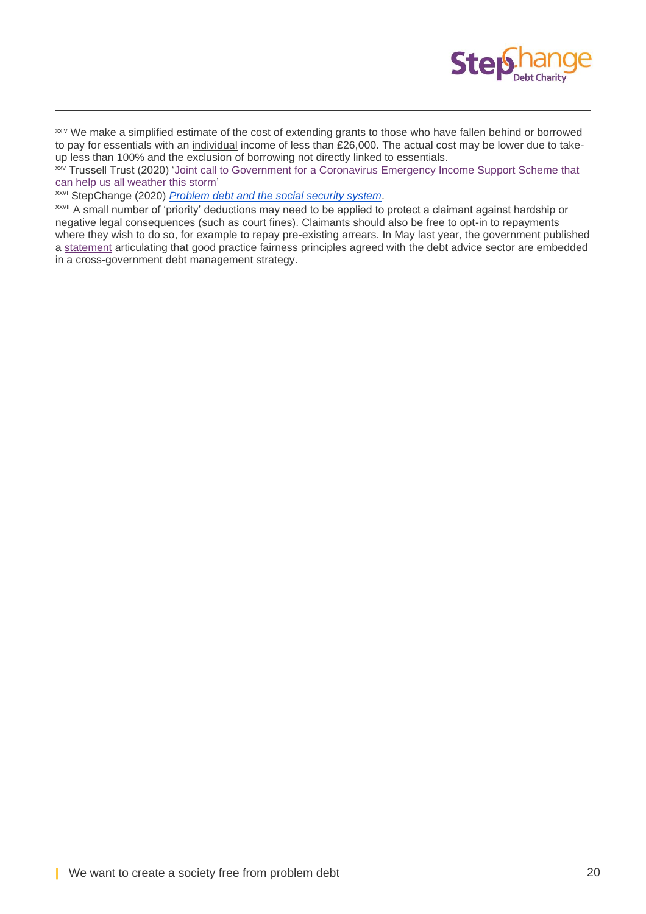[xxiv] We make a simplified estimate of the cost of extending grants to those who have fallen behind or borrowed to pay for essentials with an individual income of less than £26,000. The actual cost may be lower due to take-up less than 100% and the exclusion of borrowing not directly linked to essentials.

[xxv] Trussell Trust (2020) 'Joint call to Government for a Coronavirus Emergency Income Support Scheme that can help us all weather this storm'

[xxvi] StepChange (2020) *Problem debt and the social security system*.

[xxvii] A small number of 'priority' deductions may need to be applied to protect a claimant against hardship or negative legal consequences (such as court fines). Claimants should also be free to opt-in to repayments where they wish to do so, for example to repay pre-existing arrears. In May last year, the government published a statement articulating that good practice fairness principles agreed with the debt advice sector are embedded in a cross-government debt management strategy.